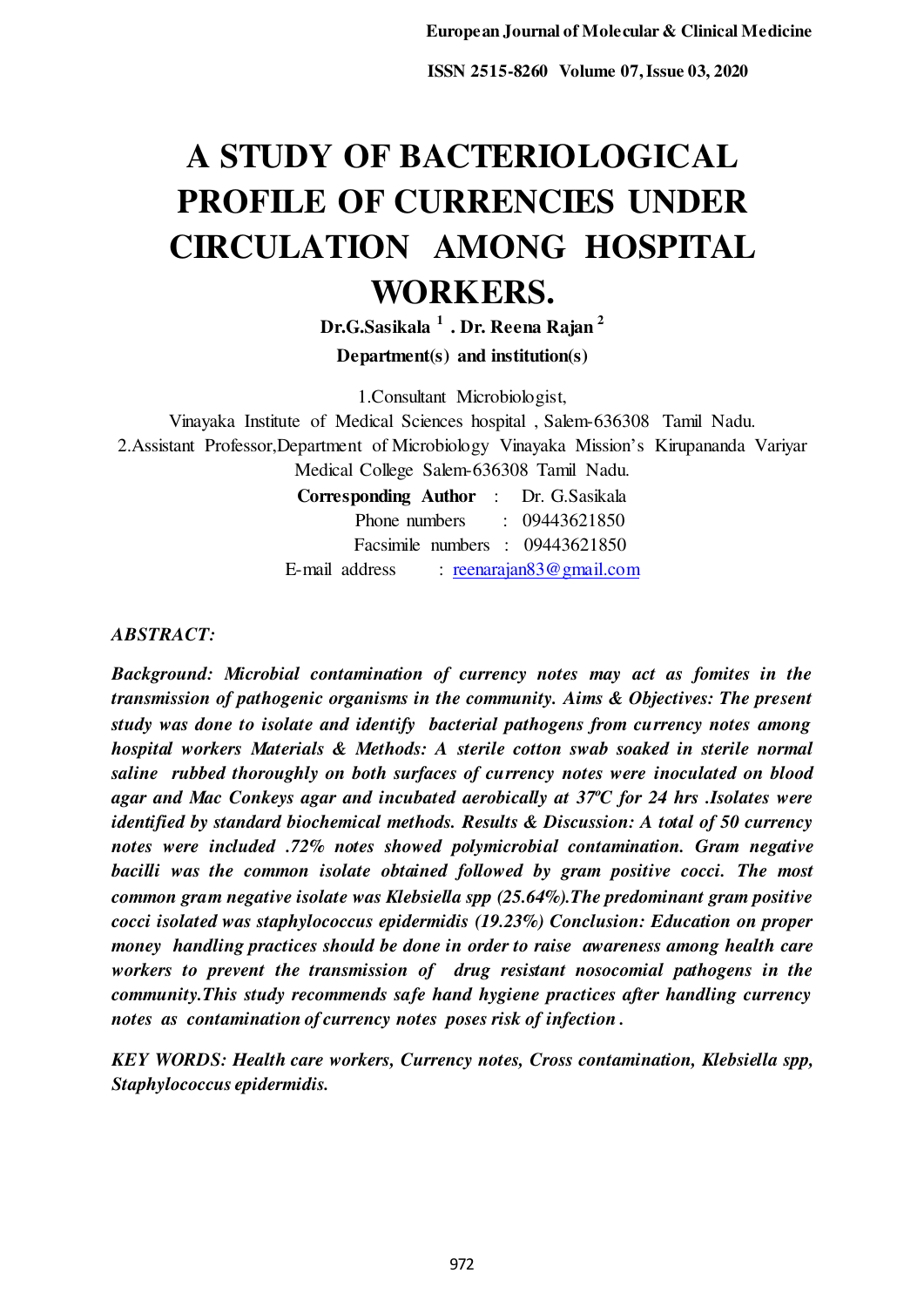# A STUDY OF BACTERIOLOGICAL PROFILE OF CURRENCIES UNDER CIRCULATION AMONG HOSPITAL WORKERS.

**Dr.G.Sasikala [1] . Dr. Reena Rajan [2]**

**Department(s) and institution(s)**

1.Consultant Microbiologist,
Vinayaka Institute of Medical Sciences hospital , Salem-636308 Tamil Nadu.
2.Assistant Professor,Department of Microbiology Vinayaka Mission's Kirupananda Variyar Medical College Salem-636308 Tamil Nadu.

**Corresponding Author** : Dr. G.Sasikala
Phone numbers : 09443621850
Facsimile numbers : 09443621850
E-mail address : reenarajan83@gmail.com

*ABSTRACT:*

***Background: Microbial contamination of currency notes may act as fomites in the transmission of pathogenic organisms in the community. Aims & Objectives: The present study was done to isolate and identify bacterial pathogens from currency notes among hospital workers Materials & Methods: A sterile cotton swab soaked in sterile normal saline rubbed thoroughly on both surfaces of currency notes were inoculated on blood agar and Mac Conkeys agar and incubated aerobically at 37ºC for 24 hrs .Isolates were identified by standard biochemical methods. Results & Discussion: A total of 50 currency notes were included .72% notes showed polymicrobial contamination. Gram negative bacilli was the common isolate obtained followed by gram positive cocci. The most common gram negative isolate was Klebsiella spp (25.64%).The predominant gram positive cocci isolated was staphylococcus epidermidis (19.23%) Conclusion: Education on proper money handling practices should be done in order to raise awareness among health care workers to prevent the transmission of drug resistant nosocomial pathogens in the community.This study recommends safe hand hygiene practices after handling currency notes as contamination of currency notes poses risk of infection .***

***KEY WORDS: Health care workers, Currency notes, Cross contamination, Klebsiella spp, Staphylococcus epidermidis.***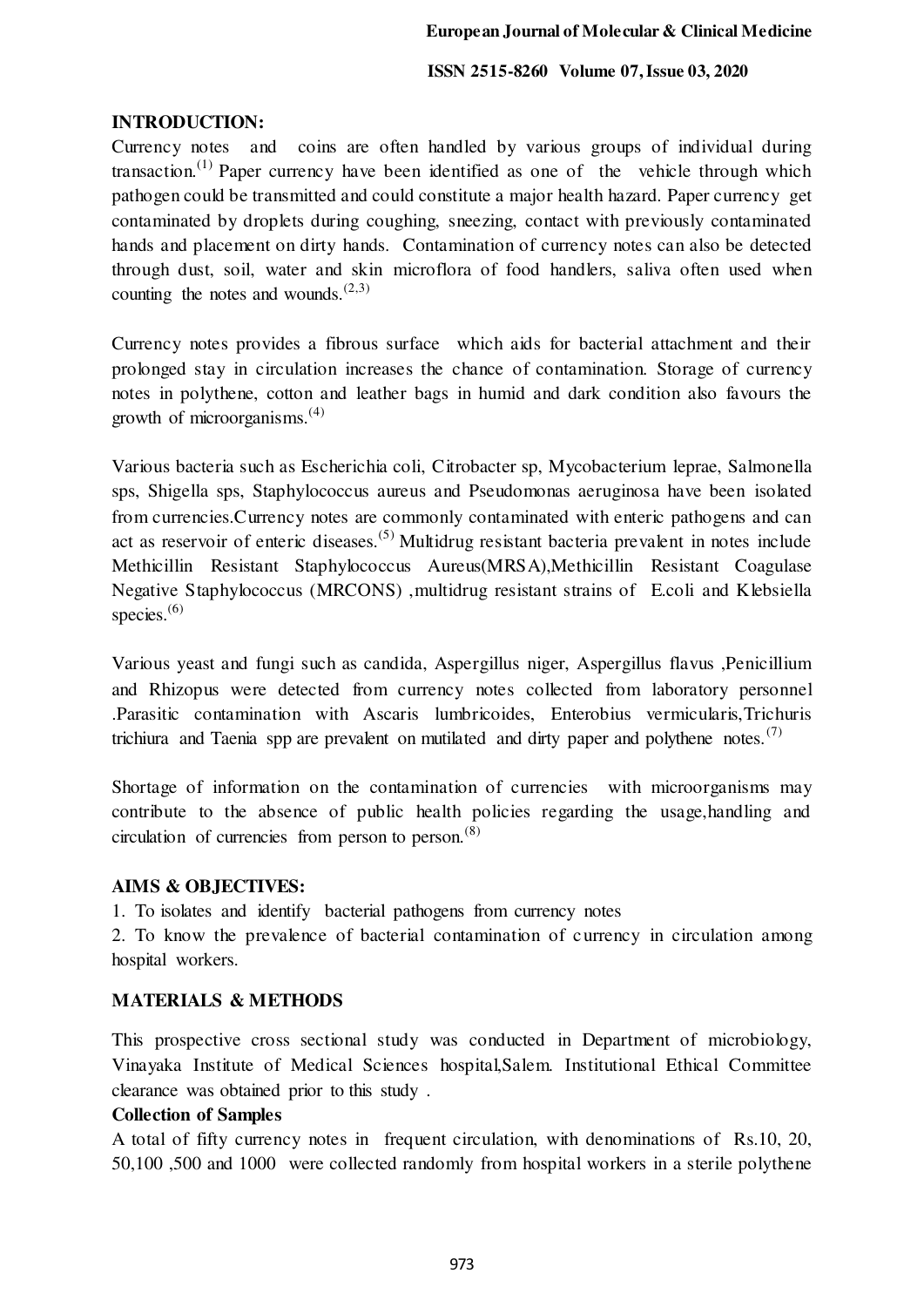## INTRODUCTION:

Currency notes and coins are often handled by various groups of individual during transaction.[1] Paper currency have been identified as one of the vehicle through which pathogen could be transmitted and could constitute a major health hazard. Paper currency get contaminated by droplets during coughing, sneezing, contact with previously contaminated hands and placement on dirty hands. Contamination of currency notes can also be detected through dust, soil, water and skin microflora of food handlers, saliva often used when counting the notes and wounds.[2,3]

Currency notes provides a fibrous surface which aids for bacterial attachment and their prolonged stay in circulation increases the chance of contamination. Storage of currency notes in polythene, cotton and leather bags in humid and dark condition also favours the growth of microorganisms.[4]

Various bacteria such as Escherichia coli, Citrobacter sp, Mycobacterium leprae, Salmonella sps, Shigella sps, Staphylococcus aureus and Pseudomonas aeruginosa have been isolated from currencies.Currency notes are commonly contaminated with enteric pathogens and can act as reservoir of enteric diseases.[5] Multidrug resistant bacteria prevalent in notes include Methicillin Resistant Staphylococcus Aureus(MRSA),Methicillin Resistant Coagulase Negative Staphylococcus (MRCONS) ,multidrug resistant strains of E.coli and Klebsiella species.[6]

Various yeast and fungi such as candida, Aspergillus niger, Aspergillus flavus ,Penicillium and Rhizopus were detected from currency notes collected from laboratory personnel .Parasitic contamination with Ascaris lumbricoides, Enterobius vermicularis,Trichuris trichiura and Taenia spp are prevalent on mutilated and dirty paper and polythene notes.[7]

Shortage of information on the contamination of currencies with microorganisms may contribute to the absence of public health policies regarding the usage,handling and circulation of currencies from person to person.[8]

## AIMS & OBJECTIVES:

1. To isolates and identify bacterial pathogens from currency notes
2. To know the prevalence of bacterial contamination of currency in circulation among hospital workers.

## MATERIALS & METHODS

This prospective cross sectional study was conducted in Department of microbiology, Vinayaka Institute of Medical Sciences hospital,Salem. Institutional Ethical Committee clearance was obtained prior to this study .

**Collection of Samples**

A total of fifty currency notes in frequent circulation, with denominations of Rs.10, 20, 50,100 ,500 and 1000 were collected randomly from hospital workers in a sterile polythene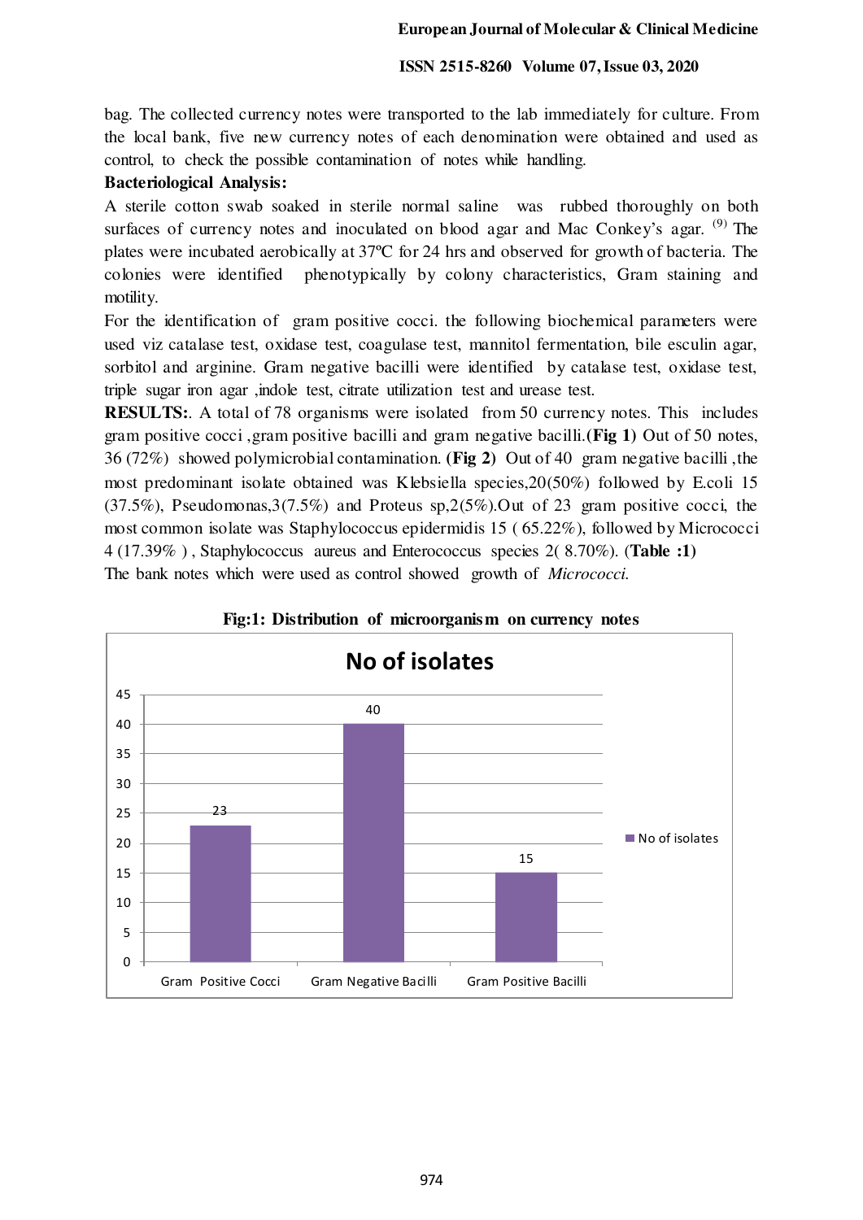bag. The collected currency notes were transported to the lab immediately for culture. From the local bank, five new currency notes of each denomination were obtained and used as control, to check the possible contamination of notes while handling.

**Bacteriological Analysis:**

A sterile cotton swab soaked in sterile normal saline was rubbed thoroughly on both surfaces of currency notes and inoculated on blood agar and Mac Conkey's agar. [9] The plates were incubated aerobically at 37ºC for 24 hrs and observed for growth of bacteria. The colonies were identified phenotypically by colony characteristics, Gram staining and motility.

For the identification of gram positive cocci. the following biochemical parameters were used viz catalase test, oxidase test, coagulase test, mannitol fermentation, bile esculin agar, sorbitol and arginine. Gram negative bacilli were identified by catalase test, oxidase test, triple sugar iron agar ,indole test, citrate utilization test and urease test.

**RESULTS:**. A total of 78 organisms were isolated from 50 currency notes. This includes gram positive cocci ,gram positive bacilli and gram negative bacilli.**(Fig 1)** Out of 50 notes, 36 (72%) showed polymicrobial contamination. **(Fig 2)** Out of 40 gram negative bacilli ,the most predominant isolate obtained was Klebsiella species,20(50%) followed by E.coli 15 (37.5%), Pseudomonas,3(7.5%) and Proteus sp,2(5%).Out of 23 gram positive cocci, the most common isolate was Staphylococcus epidermidis 15 ( 65.22%), followed by Micrococci 4 (17.39% ) , Staphylococcus aureus and Enterococcus species 2( 8.70%). (**Table :1**)

The bank notes which were used as control showed growth of *Micrococci.*

**Fig:1: Distribution of microorganism on currency notes**

| | No of isolates |
|---|---|
| Gram Positive Cocci | 23 |
| Gram Negative Bacilli | 40 |
| Gram Positive Bacilli | 15 |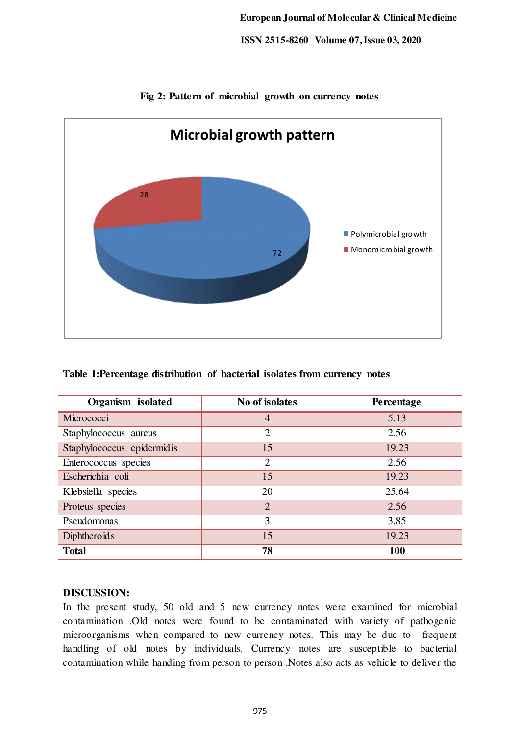**Fig 2: Pattern of microbial growth on currency notes**

**Table 1:Percentage distribution of bacterial isolates from currency notes**

| Organism isolated | No of isolates | Percentage |
|---|---|---|
| Micrococci | 4 | 5.13 |
| Staphylococcus aureus | 2 | 2.56 |
| Staphylococcus epidermidis | 15 | 19.23 |
| Enterococcus species | 2 | 2.56 |
| Escherichia coli | 15 | 19.23 |
| Klebsiella species | 20 | 25.64 |
| Proteus species | 2 | 2.56 |
| Pseudomonas | 3 | 3.85 |
| Diphtheroids | 15 | 19.23 |
| **Total** | **78** | **100** |

## DISCUSSION:

In the present study, 50 old and 5 new currency notes were examined for microbial contamination .Old notes were found to be contaminated with variety of pathogenic microorganisms when compared to new currency notes. This may be due to frequent handling of old notes by individuals. Currency notes are susceptible to bacterial contamination while handing from person to person .Notes also acts as vehicle to deliver the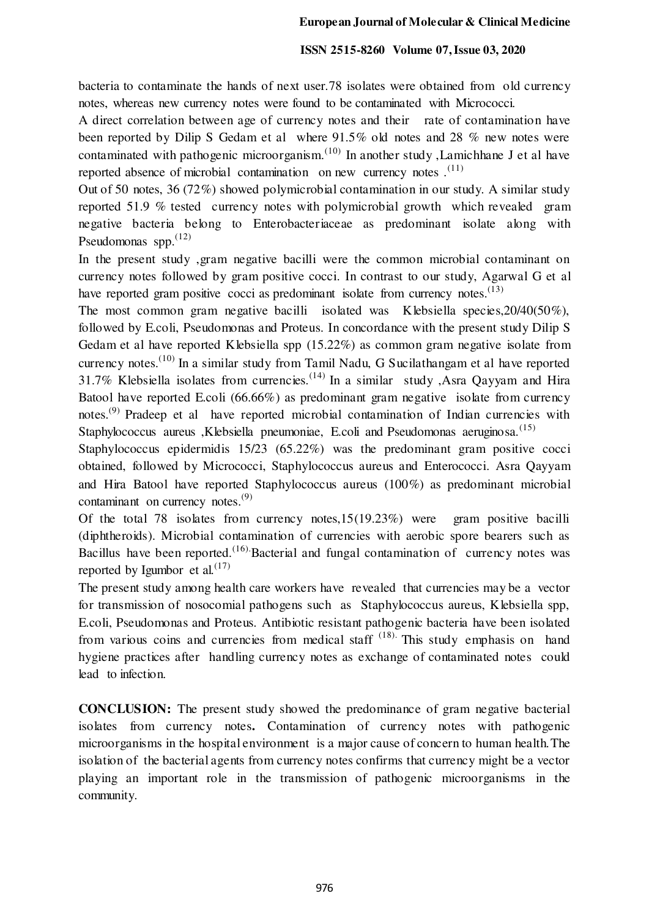bacteria to contaminate the hands of next user.78 isolates were obtained from old currency notes, whereas new currency notes were found to be contaminated with Micrococci.

A direct correlation between age of currency notes and their rate of contamination have been reported by Dilip S Gedam et al where 91.5% old notes and 28 % new notes were contaminated with pathogenic microorganism.[10] In another study ,Lamichhane J et al have reported absence of microbial contamination on new currency notes .[11]

Out of 50 notes, 36 (72%) showed polymicrobial contamination in our study. A similar study reported 51.9 % tested currency notes with polymicrobial growth which revealed gram negative bacteria belong to Enterobacteriaceae as predominant isolate along with Pseudomonas spp.[12]

In the present study ,gram negative bacilli were the common microbial contaminant on currency notes followed by gram positive cocci. In contrast to our study, Agarwal G et al have reported gram positive cocci as predominant isolate from currency notes.[13]

The most common gram negative bacilli isolated was Klebsiella species,20/40(50%), followed by E.coli, Pseudomonas and Proteus. In concordance with the present study Dilip S Gedam et al have reported Klebsiella spp (15.22%) as common gram negative isolate from currency notes.[10] In a similar study from Tamil Nadu, G Sucilathangam et al have reported 31.7% Klebsiella isolates from currencies.[14] In a similar study ,Asra Qayyam and Hira Batool have reported E.coli (66.66%) as predominant gram negative isolate from currency notes.[9] Pradeep et al have reported microbial contamination of Indian currencies with Staphylococcus aureus ,Klebsiella pneumoniae, E.coli and Pseudomonas aeruginosa.[15]

Staphylococcus epidermidis 15/23 (65.22%) was the predominant gram positive cocci obtained, followed by Micrococci, Staphylococcus aureus and Enterococci. Asra Qayyam and Hira Batool have reported Staphylococcus aureus (100%) as predominant microbial contaminant on currency notes.[9]

Of the total 78 isolates from currency notes,15(19.23%) were gram positive bacilli (diphtheroids). Microbial contamination of currencies with aerobic spore bearers such as Bacillus have been reported.[16] Bacterial and fungal contamination of currency notes was reported by Igumbor et al.[17]

The present study among health care workers have revealed that currencies may be a vector for transmission of nosocomial pathogens such as Staphylococcus aureus, Klebsiella spp, E.coli, Pseudomonas and Proteus. Antibiotic resistant pathogenic bacteria have been isolated from various coins and currencies from medical staff [18]. This study emphasis on hand hygiene practices after handling currency notes as exchange of contaminated notes could lead to infection.

**CONCLUSION:** The present study showed the predominance of gram negative bacterial isolates from currency notes**.** Contamination of currency notes with pathogenic microorganisms in the hospital environment is a major cause of concern to human health.The isolation of the bacterial agents from currency notes confirms that currency might be a vector playing an important role in the transmission of pathogenic microorganisms in the community.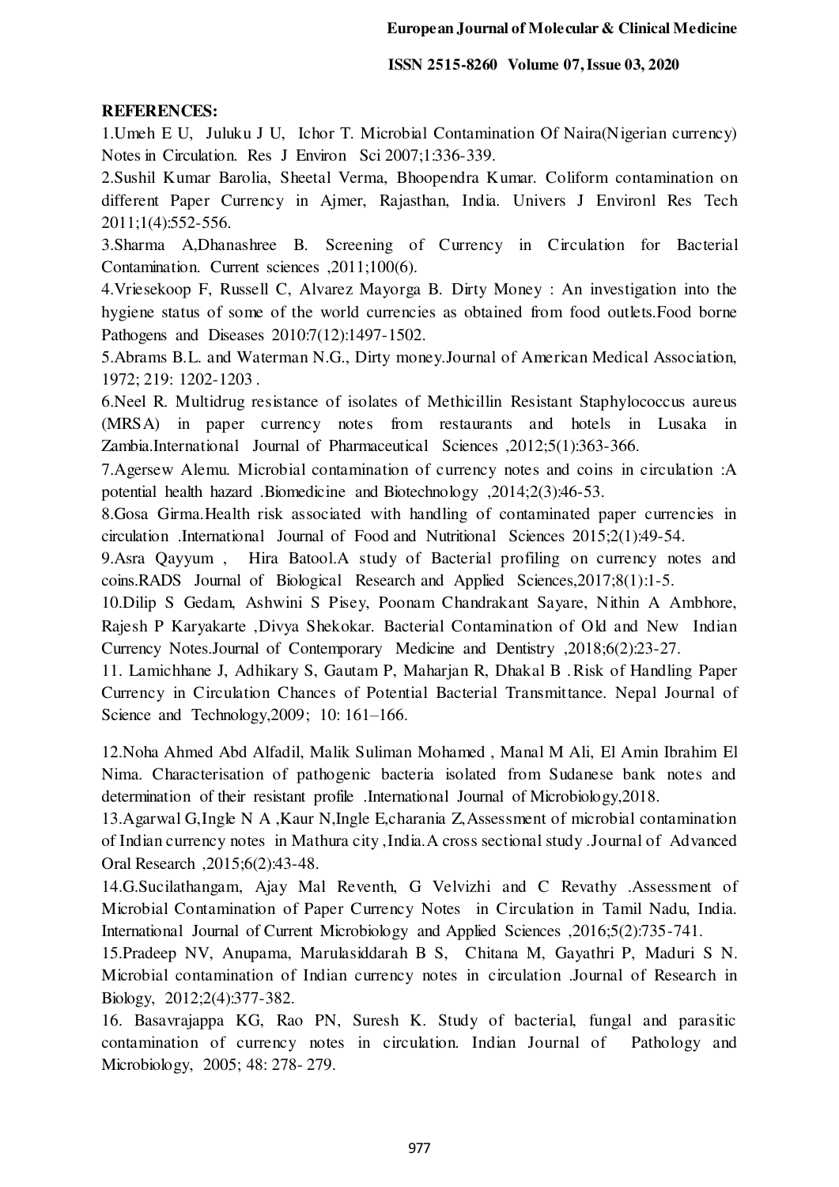**REFERENCES:**

1.Umeh E U, Juluku J U, Ichor T. Microbial Contamination Of Naira(Nigerian currency) Notes in Circulation. Res J Environ Sci 2007;1:336-339.

2.Sushil Kumar Barolia, Sheetal Verma, Bhoopendra Kumar. Coliform contamination on different Paper Currency in Ajmer, Rajasthan, India. Univers J Environl Res Tech 2011;1(4):552-556.

3.Sharma A,Dhanashree B. Screening of Currency in Circulation for Bacterial Contamination. Current sciences ,2011;100(6).

4.Vriesekoop F, Russell C, Alvarez Mayorga B. Dirty Money : An investigation into the hygiene status of some of the world currencies as obtained from food outlets.Food borne Pathogens and Diseases 2010:7(12):1497-1502.

5.Abrams B.L. and Waterman N.G., Dirty money.Journal of American Medical Association, 1972; 219: 1202-1203 .

6.Neel R. Multidrug resistance of isolates of Methicillin Resistant Staphylococcus aureus (MRSA) in paper currency notes from restaurants and hotels in Lusaka in Zambia.International Journal of Pharmaceutical Sciences ,2012;5(1):363-366.

7.Agersew Alemu. Microbial contamination of currency notes and coins in circulation :A potential health hazard .Biomedicine and Biotechnology ,2014;2(3):46-53.

8.Gosa Girma.Health risk associated with handling of contaminated paper currencies in circulation .International Journal of Food and Nutritional Sciences 2015;2(1):49-54.

9.Asra Qayyum , Hira Batool.A study of Bacterial profiling on currency notes and coins.RADS Journal of Biological Research and Applied Sciences,2017;8(1):1-5.

10.Dilip S Gedam, Ashwini S Pisey, Poonam Chandrakant Sayare, Nithin A Ambhore, Rajesh P Karyakarte ,Divya Shekokar. Bacterial Contamination of Old and New Indian Currency Notes.Journal of Contemporary Medicine and Dentistry ,2018;6(2):23-27.

11. Lamichhane J, Adhikary S, Gautam P, Maharjan R, Dhakal B . Risk of Handling Paper Currency in Circulation Chances of Potential Bacterial Transmittance. Nepal Journal of Science and Technology,2009; 10: 161–166.

12.Noha Ahmed Abd Alfadil, Malik Suliman Mohamed , Manal M Ali, El Amin Ibrahim El Nima. Characterisation of pathogenic bacteria isolated from Sudanese bank notes and determination of their resistant profile .International Journal of Microbiology,2018.

13.Agarwal G,Ingle N A ,Kaur N,Ingle E,charania Z,Assessment of microbial contamination of Indian currency notes in Mathura city ,India.A cross sectional study .Journal of Advanced Oral Research ,2015;6(2):43-48.

14.G.Sucilathangam, Ajay Mal Reventh, G Velvizhi and C Revathy .Assessment of Microbial Contamination of Paper Currency Notes in Circulation in Tamil Nadu, India. International Journal of Current Microbiology and Applied Sciences ,2016;5(2):735-741.

15.Pradeep NV, Anupama, Marulasiddarah B S, Chitana M, Gayathri P, Maduri S N. Microbial contamination of Indian currency notes in circulation .Journal of Research in Biology, 2012;2(4):377-382.

16. Basavrajappa KG, Rao PN, Suresh K. Study of bacterial, fungal and parasitic contamination of currency notes in circulation. Indian Journal of Pathology and Microbiology, 2005; 48: 278- 279.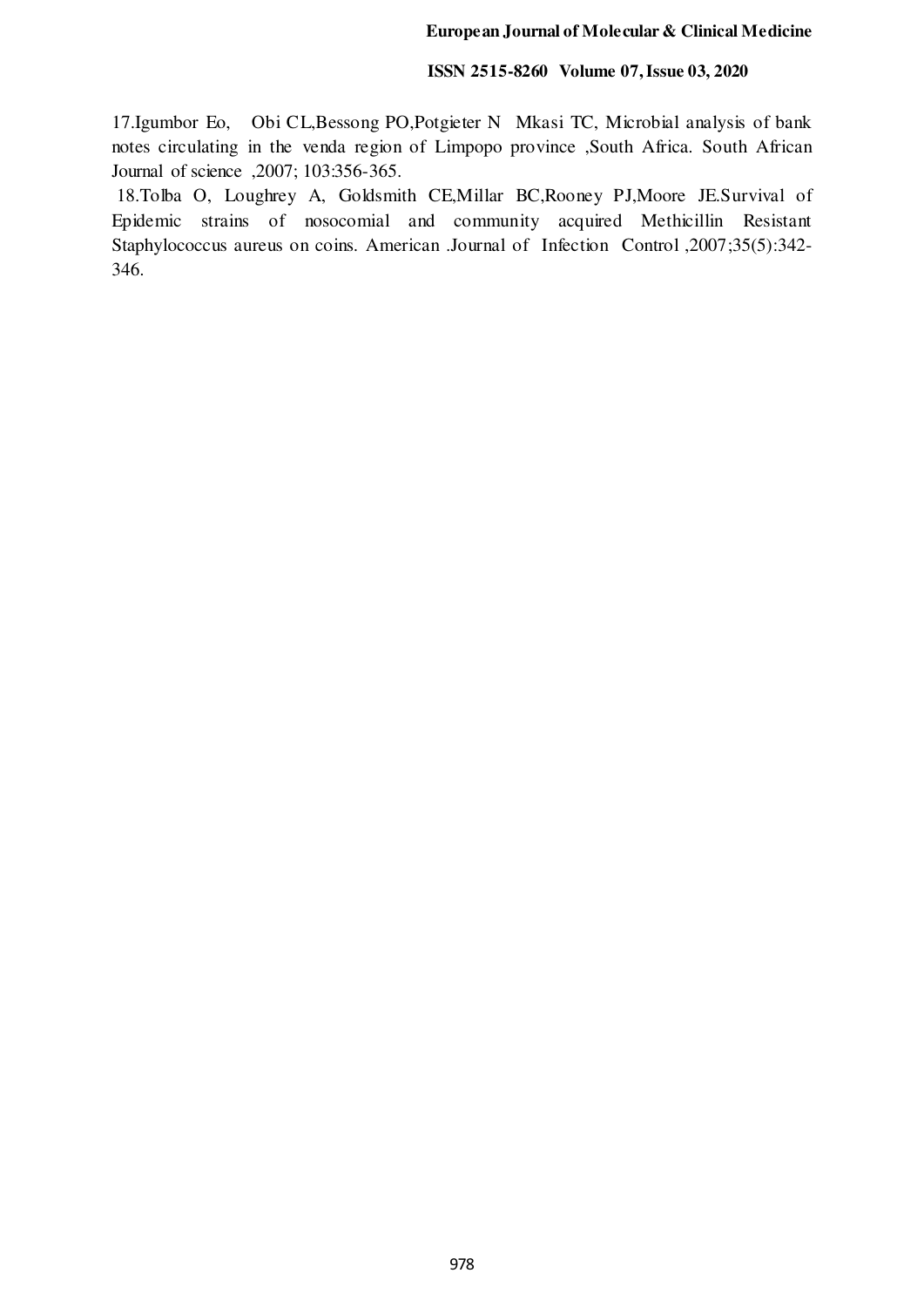17.Igumbor Eo, Obi CL,Bessong PO,Potgieter N Mkasi TC, Microbial analysis of bank notes circulating in the venda region of Limpopo province ,South Africa. South African Journal of science ,2007; 103:356-365.

18.Tolba O, Loughrey A, Goldsmith CE,Millar BC,Rooney PJ,Moore JE.Survival of Epidemic strains of nosocomial and community acquired Methicillin Resistant Staphylococcus aureus on coins. American .Journal of Infection Control ,2007;35(5):342-346.